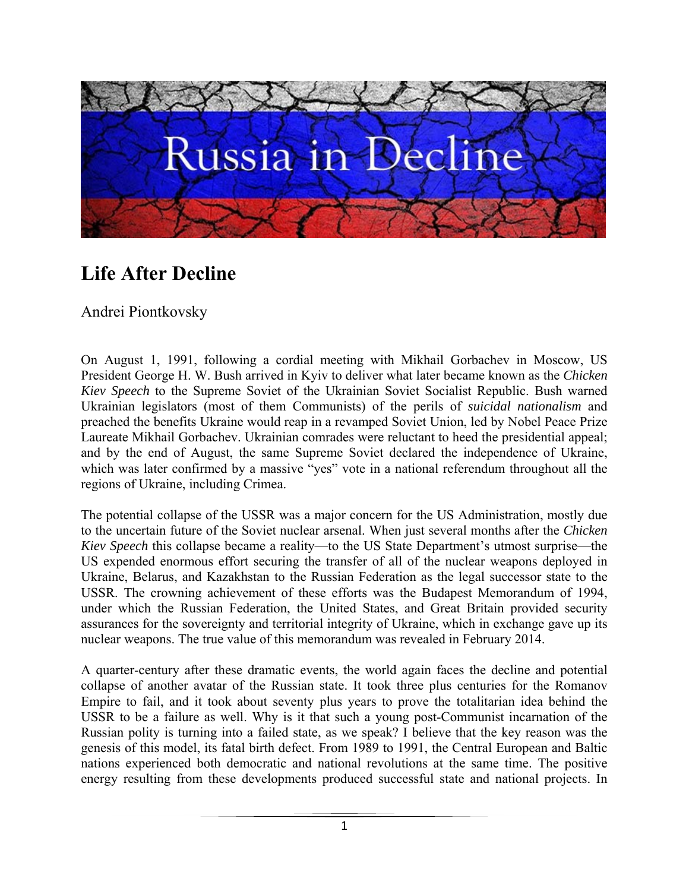# Life After Decline

Andrei Piontkovsky

On August 1, 1991, following a cordial meeting with Mikhail Gorbachev in Moscow, US President George H. W. Bush arrived in Kyiv to deliver what later became known as the *Chicken Kiev Speech* to the Supreme Soviet of the Ukrainian Soviet Socialist Republic. Bush warned Ukrainian legislators (most of them Communists) of the perils of *suicidal nationalism* and preached the benefits Ukraine would reap in a revamped Soviet Union, led by Nobel Peace Prize Laureate Mikhail Gorbachev. Ukrainian comrades were reluctant to heed the presidential appeal; and by the end of August, the same Supreme Soviet declared the independence of Ukraine, which was later confirmed by a massive "yes" vote in a national referendum throughout all the regions of Ukraine, including Crimea.

The potential collapse of the USSR was a major concern for the US Administration, mostly due to the uncertain future of the Soviet nuclear arsenal. When just several months after the *Chicken Kiev Speech* this collapse became a reality—to the US State Department's utmost surprise—the US expended enormous effort securing the transfer of all of the nuclear weapons deployed in Ukraine, Belarus, and Kazakhstan to the Russian Federation as the legal successor state to the USSR. The crowning achievement of these efforts was the Budapest Memorandum of 1994, under which the Russian Federation, the United States, and Great Britain provided security assurances for the sovereignty and territorial integrity of Ukraine, which in exchange gave up its nuclear weapons. The true value of this memorandum was revealed in February 2014.

A quarter-century after these dramatic events, the world again faces the decline and potential collapse of another avatar of the Russian state. It took three plus centuries for the Romanov Empire to fail, and it took about seventy plus years to prove the totalitarian idea behind the USSR to be a failure as well. Why is it that such a young post-Communist incarnation of the Russian polity is turning into a failed state, as we speak? I believe that the key reason was the genesis of this model, its fatal birth defect. From 1989 to 1991, the Central European and Baltic nations experienced both democratic and national revolutions at the same time. The positive energy resulting from these developments produced successful state and national projects. In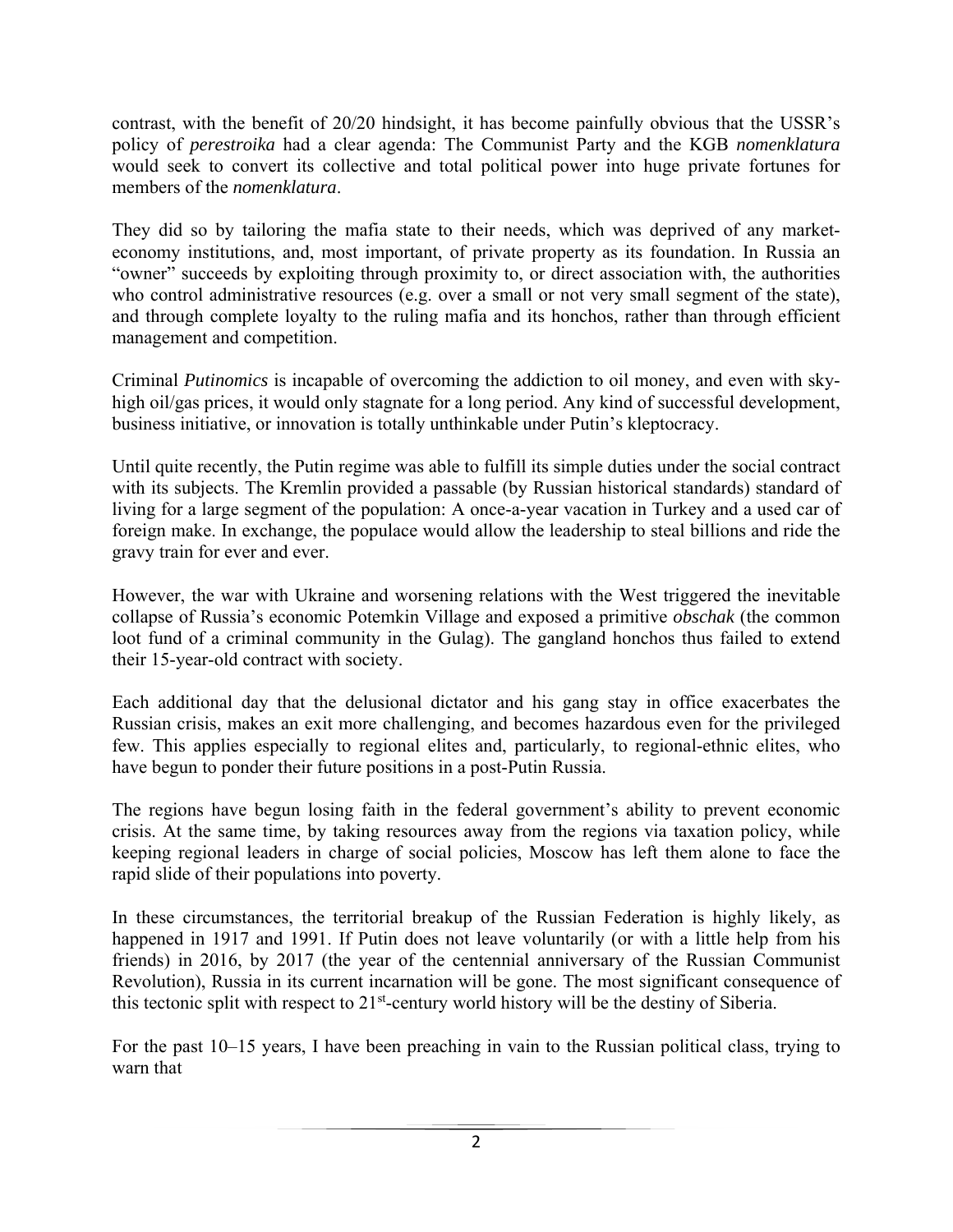contrast, with the benefit of 20/20 hindsight, it has become painfully obvious that the USSR's policy of *perestroika* had a clear agenda: The Communist Party and the KGB *nomenklatura* would seek to convert its collective and total political power into huge private fortunes for members of the *nomenklatura*.

They did so by tailoring the mafia state to their needs, which was deprived of any market-economy institutions, and, most important, of private property as its foundation. In Russia an "owner" succeeds by exploiting through proximity to, or direct association with, the authorities who control administrative resources (e.g. over a small or not very small segment of the state), and through complete loyalty to the ruling mafia and its honchos, rather than through efficient management and competition.

Criminal *Putinomics* is incapable of overcoming the addiction to oil money, and even with sky-high oil/gas prices, it would only stagnate for a long period. Any kind of successful development, business initiative, or innovation is totally unthinkable under Putin's kleptocracy.

Until quite recently, the Putin regime was able to fulfill its simple duties under the social contract with its subjects. The Kremlin provided a passable (by Russian historical standards) standard of living for a large segment of the population: A once-a-year vacation in Turkey and a used car of foreign make. In exchange, the populace would allow the leadership to steal billions and ride the gravy train for ever and ever.

However, the war with Ukraine and worsening relations with the West triggered the inevitable collapse of Russia's economic Potemkin Village and exposed a primitive *obschak* (the common loot fund of a criminal community in the Gulag). The gangland honchos thus failed to extend their 15-year-old contract with society.

Each additional day that the delusional dictator and his gang stay in office exacerbates the Russian crisis, makes an exit more challenging, and becomes hazardous even for the privileged few. This applies especially to regional elites and, particularly, to regional-ethnic elites, who have begun to ponder their future positions in a post-Putin Russia.

The regions have begun losing faith in the federal government's ability to prevent economic crisis. At the same time, by taking resources away from the regions via taxation policy, while keeping regional leaders in charge of social policies, Moscow has left them alone to face the rapid slide of their populations into poverty.

In these circumstances, the territorial breakup of the Russian Federation is highly likely, as happened in 1917 and 1991. If Putin does not leave voluntarily (or with a little help from his friends) in 2016, by 2017 (the year of the centennial anniversary of the Russian Communist Revolution), Russia in its current incarnation will be gone. The most significant consequence of this tectonic split with respect to 21st-century world history will be the destiny of Siberia.

For the past 10–15 years, I have been preaching in vain to the Russian political class, trying to warn that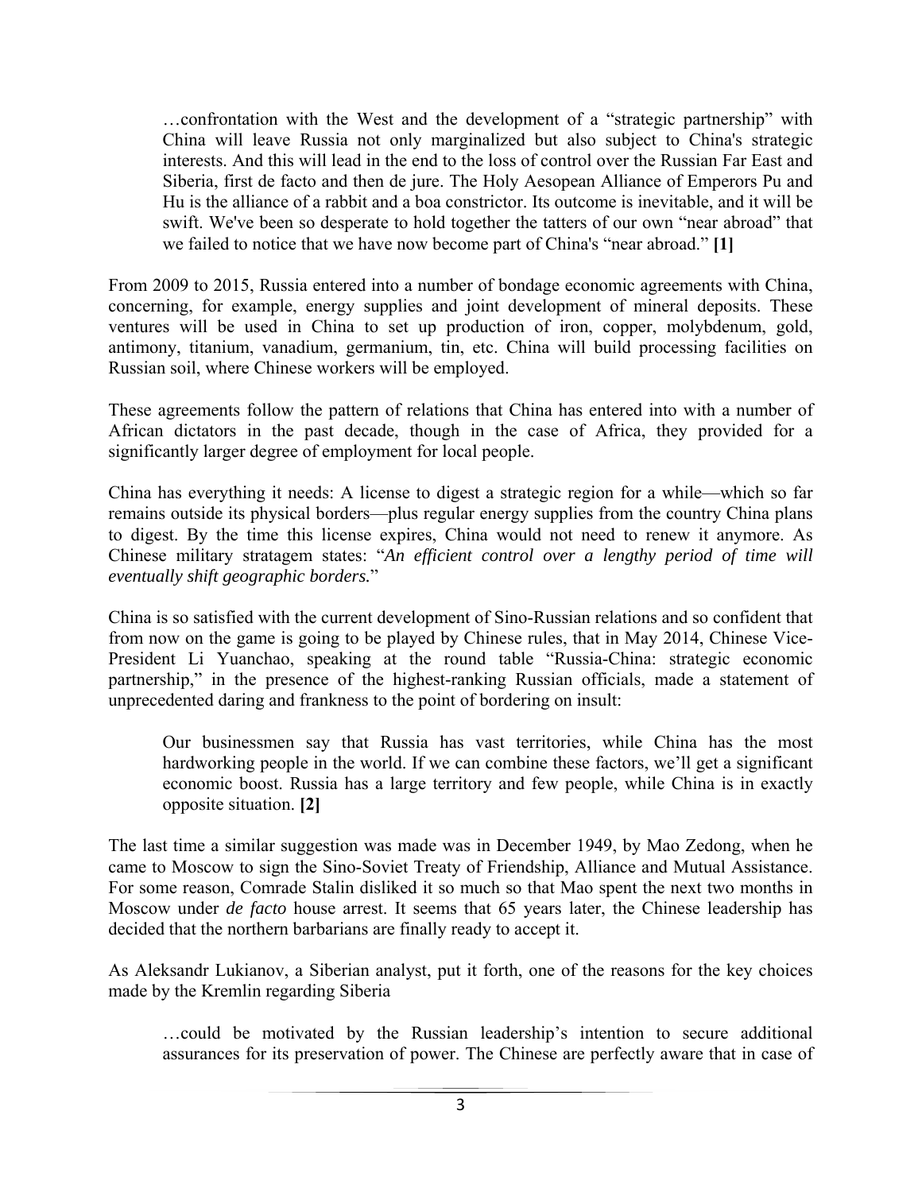> …confrontation with the West and the development of a "strategic partnership" with China will leave Russia not only marginalized but also subject to China's strategic interests. And this will lead in the end to the loss of control over the Russian Far East and Siberia, first de facto and then de jure. The Holy Aesopean Alliance of Emperors Pu and Hu is the alliance of a rabbit and a boa constrictor. Its outcome is inevitable, and it will be swift. We've been so desperate to hold together the tatters of our own "near abroad" that we failed to notice that we have now become part of China's "near abroad." **[1]**

From 2009 to 2015, Russia entered into a number of bondage economic agreements with China, concerning, for example, energy supplies and joint development of mineral deposits. These ventures will be used in China to set up production of iron, copper, molybdenum, gold, antimony, titanium, vanadium, germanium, tin, etc. China will build processing facilities on Russian soil, where Chinese workers will be employed.

These agreements follow the pattern of relations that China has entered into with a number of African dictators in the past decade, though in the case of Africa, they provided for a significantly larger degree of employment for local people.

China has everything it needs: A license to digest a strategic region for a while—which so far remains outside its physical borders—plus regular energy supplies from the country China plans to digest. By the time this license expires, China would not need to renew it anymore. As Chinese military stratagem states: "*An efficient control over a lengthy period of time will eventually shift geographic borders.*"

China is so satisfied with the current development of Sino-Russian relations and so confident that from now on the game is going to be played by Chinese rules, that in May 2014, Chinese Vice-President Li Yuanchao, speaking at the round table "Russia-China: strategic economic partnership," in the presence of the highest-ranking Russian officials, made a statement of unprecedented daring and frankness to the point of bordering on insult:

> Our businessmen say that Russia has vast territories, while China has the most hardworking people in the world. If we can combine these factors, we'll get a significant economic boost. Russia has a large territory and few people, while China is in exactly opposite situation. **[2]**

The last time a similar suggestion was made was in December 1949, by Mao Zedong, when he came to Moscow to sign the Sino-Soviet Treaty of Friendship, Alliance and Mutual Assistance. For some reason, Comrade Stalin disliked it so much so that Mao spent the next two months in Moscow under *de facto* house arrest. It seems that 65 years later, the Chinese leadership has decided that the northern barbarians are finally ready to accept it.

As Aleksandr Lukianov, a Siberian analyst, put it forth, one of the reasons for the key choices made by the Kremlin regarding Siberia

> …could be motivated by the Russian leadership's intention to secure additional assurances for its preservation of power. The Chinese are perfectly aware that in case of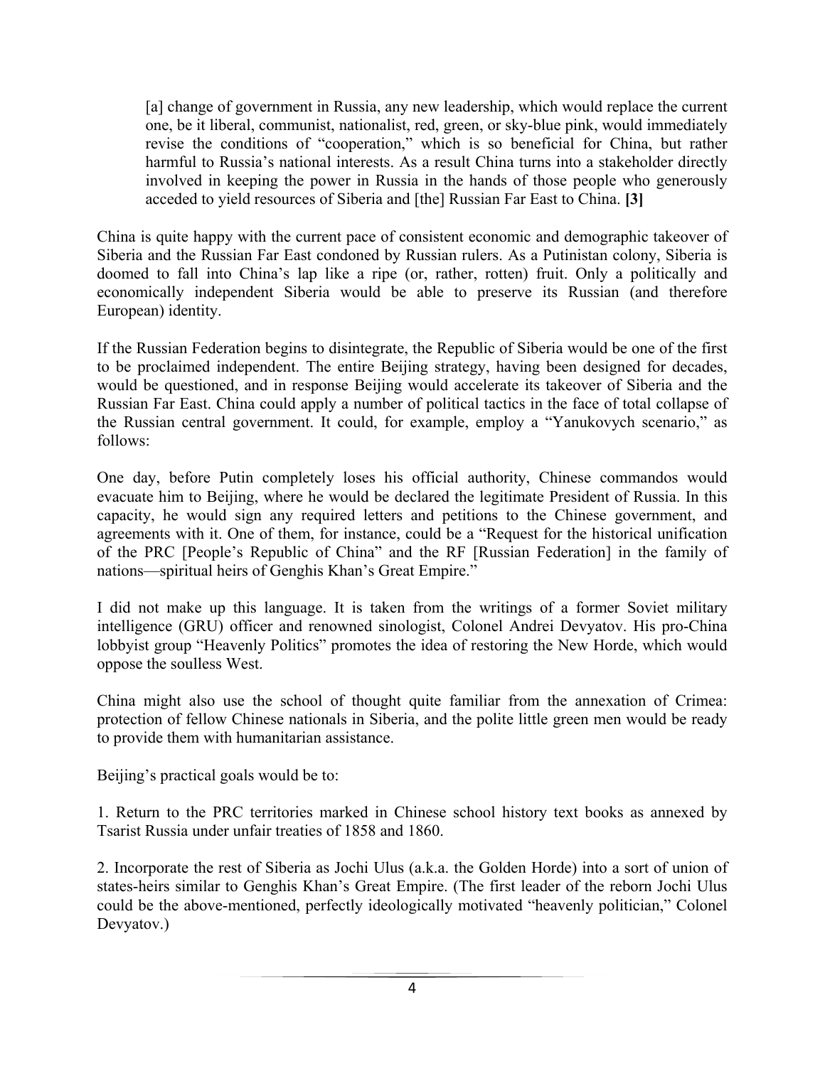> [a] change of government in Russia, any new leadership, which would replace the current one, be it liberal, communist, nationalist, red, green, or sky-blue pink, would immediately revise the conditions of "cooperation," which is so beneficial for China, but rather harmful to Russia's national interests. As a result China turns into a stakeholder directly involved in keeping the power in Russia in the hands of those people who generously acceded to yield resources of Siberia and [the] Russian Far East to China. **[3]**

China is quite happy with the current pace of consistent economic and demographic takeover of Siberia and the Russian Far East condoned by Russian rulers. As a Putinistan colony, Siberia is doomed to fall into China's lap like a ripe (or, rather, rotten) fruit. Only a politically and economically independent Siberia would be able to preserve its Russian (and therefore European) identity.

If the Russian Federation begins to disintegrate, the Republic of Siberia would be one of the first to be proclaimed independent. The entire Beijing strategy, having been designed for decades, would be questioned, and in response Beijing would accelerate its takeover of Siberia and the Russian Far East. China could apply a number of political tactics in the face of total collapse of the Russian central government. It could, for example, employ a "Yanukovych scenario," as follows:

One day, before Putin completely loses his official authority, Chinese commandos would evacuate him to Beijing, where he would be declared the legitimate President of Russia. In this capacity, he would sign any required letters and petitions to the Chinese government, and agreements with it. One of them, for instance, could be a "Request for the historical unification of the PRC [People's Republic of China" and the RF [Russian Federation] in the family of nations—spiritual heirs of Genghis Khan's Great Empire."

I did not make up this language. It is taken from the writings of a former Soviet military intelligence (GRU) officer and renowned sinologist, Colonel Andrei Devyatov. His pro-China lobbyist group "Heavenly Politics" promotes the idea of restoring the New Horde, which would oppose the soulless West.

China might also use the school of thought quite familiar from the annexation of Crimea: protection of fellow Chinese nationals in Siberia, and the polite little green men would be ready to provide them with humanitarian assistance.

Beijing's practical goals would be to:

1. Return to the PRC territories marked in Chinese school history text books as annexed by Tsarist Russia under unfair treaties of 1858 and 1860.

2. Incorporate the rest of Siberia as Jochi Ulus (a.k.a. the Golden Horde) into a sort of union of states-heirs similar to Genghis Khan's Great Empire. (The first leader of the reborn Jochi Ulus could be the above-mentioned, perfectly ideologically motivated "heavenly politician," Colonel Devyatov.)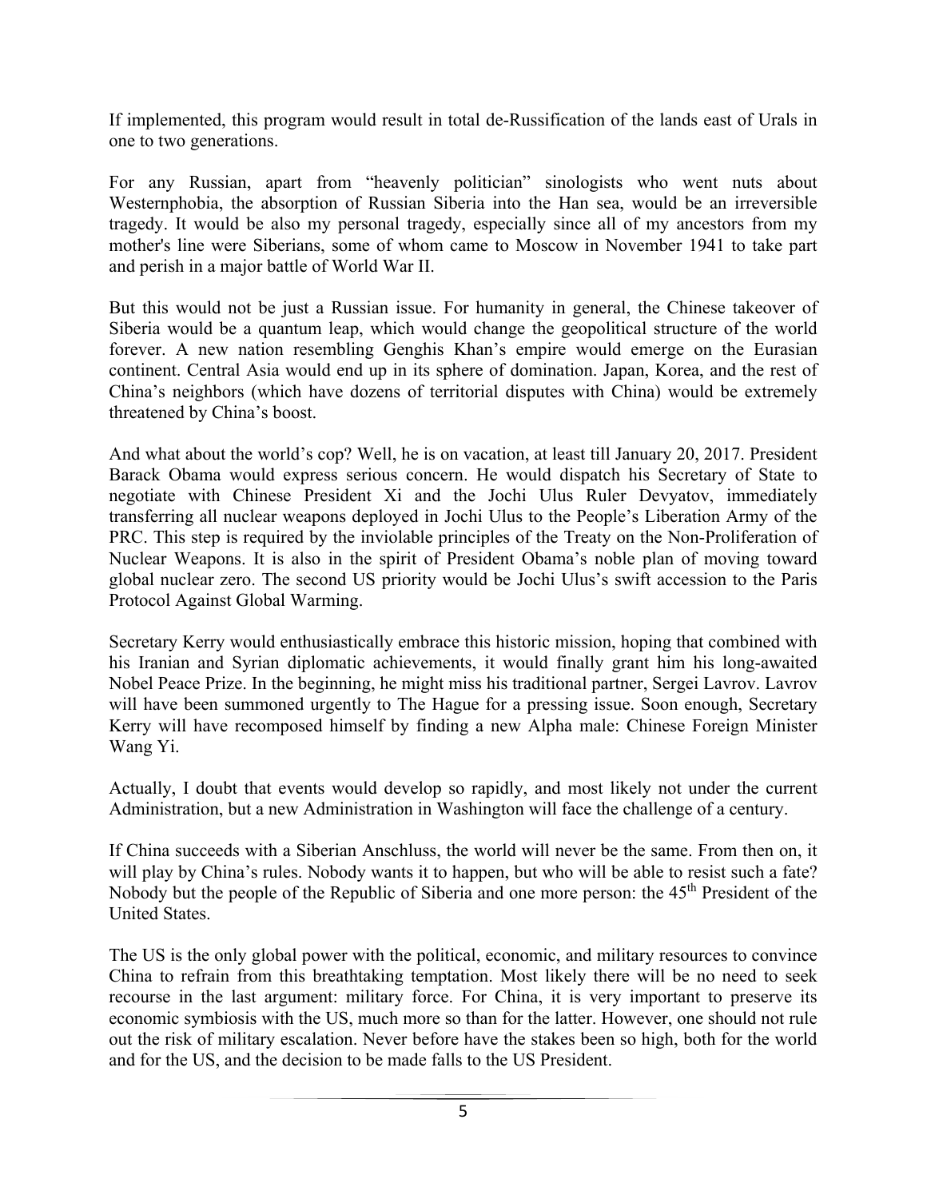If implemented, this program would result in total de-Russification of the lands east of Urals in one to two generations.

For any Russian, apart from "heavenly politician" sinologists who went nuts about Westernphobia, the absorption of Russian Siberia into the Han sea, would be an irreversible tragedy. It would be also my personal tragedy, especially since all of my ancestors from my mother's line were Siberians, some of whom came to Moscow in November 1941 to take part and perish in a major battle of World War II.

But this would not be just a Russian issue. For humanity in general, the Chinese takeover of Siberia would be a quantum leap, which would change the geopolitical structure of the world forever. A new nation resembling Genghis Khan's empire would emerge on the Eurasian continent. Central Asia would end up in its sphere of domination. Japan, Korea, and the rest of China's neighbors (which have dozens of territorial disputes with China) would be extremely threatened by China's boost.

And what about the world's cop? Well, he is on vacation, at least till January 20, 2017. President Barack Obama would express serious concern. He would dispatch his Secretary of State to negotiate with Chinese President Xi and the Jochi Ulus Ruler Devyatov, immediately transferring all nuclear weapons deployed in Jochi Ulus to the People's Liberation Army of the PRC. This step is required by the inviolable principles of the Treaty on the Non-Proliferation of Nuclear Weapons. It is also in the spirit of President Obama's noble plan of moving toward global nuclear zero. The second US priority would be Jochi Ulus's swift accession to the Paris Protocol Against Global Warming.

Secretary Kerry would enthusiastically embrace this historic mission, hoping that combined with his Iranian and Syrian diplomatic achievements, it would finally grant him his long-awaited Nobel Peace Prize. In the beginning, he might miss his traditional partner, Sergei Lavrov. Lavrov will have been summoned urgently to The Hague for a pressing issue. Soon enough, Secretary Kerry will have recomposed himself by finding a new Alpha male: Chinese Foreign Minister Wang Yi.

Actually, I doubt that events would develop so rapidly, and most likely not under the current Administration, but a new Administration in Washington will face the challenge of a century.

If China succeeds with a Siberian Anschluss, the world will never be the same. From then on, it will play by China's rules. Nobody wants it to happen, but who will be able to resist such a fate? Nobody but the people of the Republic of Siberia and one more person: the 45th President of the United States.

The US is the only global power with the political, economic, and military resources to convince China to refrain from this breathtaking temptation. Most likely there will be no need to seek recourse in the last argument: military force. For China, it is very important to preserve its economic symbiosis with the US, much more so than for the latter. However, one should not rule out the risk of military escalation. Never before have the stakes been so high, both for the world and for the US, and the decision to be made falls to the US President.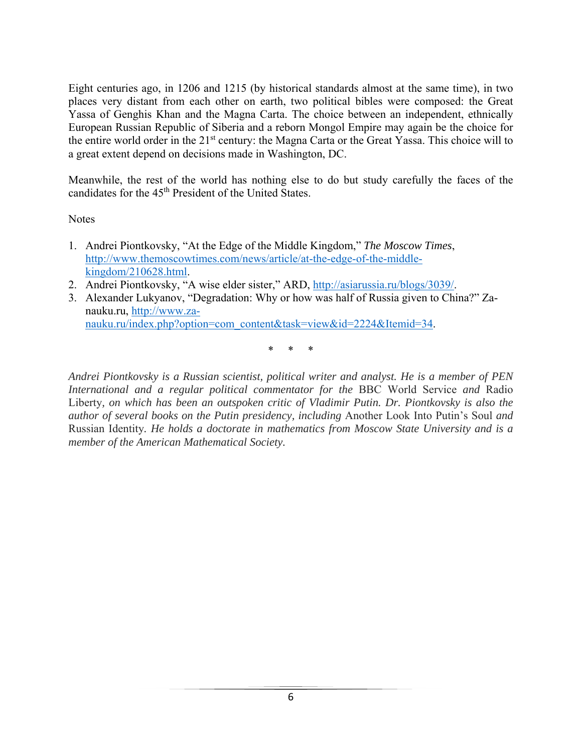Eight centuries ago, in 1206 and 1215 (by historical standards almost at the same time), in two places very distant from each other on earth, two political bibles were composed: the Great Yassa of Genghis Khan and the Magna Carta. The choice between an independent, ethnically European Russian Republic of Siberia and a reborn Mongol Empire may again be the choice for the entire world order in the 21st century: the Magna Carta or the Great Yassa. This choice will to a great extent depend on decisions made in Washington, DC.

Meanwhile, the rest of the world has nothing else to do but study carefully the faces of the candidates for the 45th President of the United States.

Notes

1. Andrei Piontkovsky, "At the Edge of the Middle Kingdom," *The Moscow Times*, http://www.themoscowtimes.com/news/article/at-the-edge-of-the-middle-kingdom/210628.html.
2. Andrei Piontkovsky, "A wise elder sister," ARD, http://asiarussia.ru/blogs/3039/.
3. Alexander Lukyanov, "Degradation: Why or how was half of Russia given to China?" Za-nauku.ru, http://www.za-nauku.ru/index.php?option=com_content&task=view&id=2224&Itemid=34.

\* \* \*

*Andrei Piontkovsky is a Russian scientist, political writer and analyst. He is a member of PEN International and a regular political commentator for the* BBC World Service *and* Radio Liberty*, on which has been an outspoken critic of Vladimir Putin. Dr. Piontkovsky is also the author of several books on the Putin presidency, including* Another Look Into Putin's Soul *and* Russian Identity*. He holds a doctorate in mathematics from Moscow State University and is a member of the American Mathematical Society.*